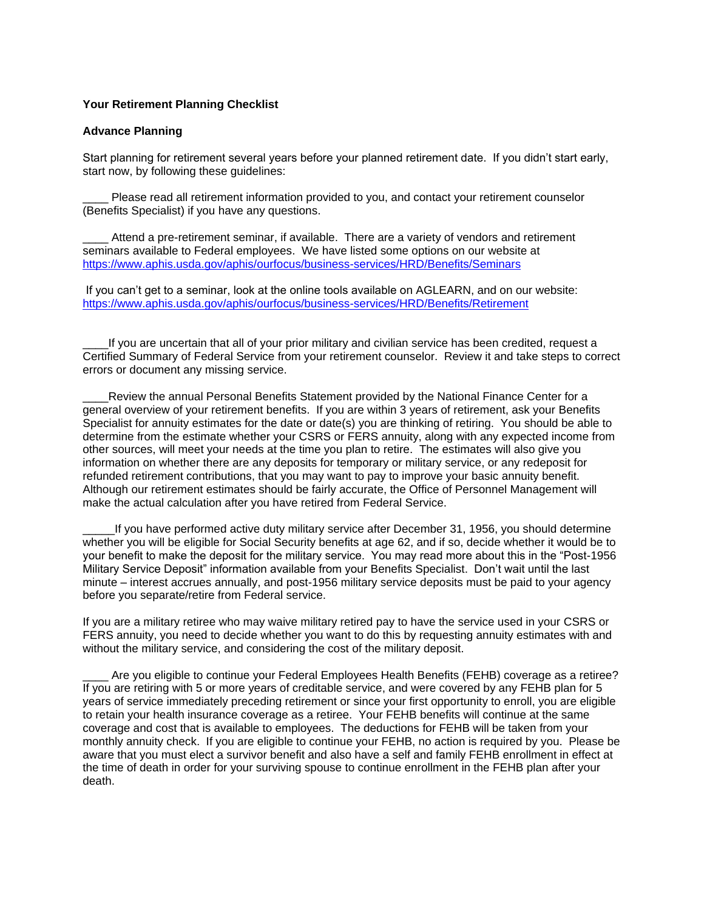**Your Retirement Planning Checklist**

**Advance Planning**

Start planning for retirement several years before your planned retirement date. If you didn't start early, start now, by following these guidelines:

____ Please read all retirement information provided to you, and contact your retirement counselor (Benefits Specialist) if you have any questions.

____ Attend a pre-retirement seminar, if available. There are a variety of vendors and retirement seminars available to Federal employees. We have listed some options on our website at https://www.aphis.usda.gov/aphis/ourfocus/business-services/HRD/Benefits/Seminars

If you can't get to a seminar, look at the online tools available on AGLEARN, and on our website: https://www.aphis.usda.gov/aphis/ourfocus/business-services/HRD/Benefits/Retirement

____If you are uncertain that all of your prior military and civilian service has been credited, request a Certified Summary of Federal Service from your retirement counselor. Review it and take steps to correct errors or document any missing service.

____Review the annual Personal Benefits Statement provided by the National Finance Center for a general overview of your retirement benefits. If you are within 3 years of retirement, ask your Benefits Specialist for annuity estimates for the date or date(s) you are thinking of retiring. You should be able to determine from the estimate whether your CSRS or FERS annuity, along with any expected income from other sources, will meet your needs at the time you plan to retire. The estimates will also give you information on whether there are any deposits for temporary or military service, or any redeposit for refunded retirement contributions, that you may want to pay to improve your basic annuity benefit. Although our retirement estimates should be fairly accurate, the Office of Personnel Management will make the actual calculation after you have retired from Federal Service.

_____If you have performed active duty military service after December 31, 1956, you should determine whether you will be eligible for Social Security benefits at age 62, and if so, decide whether it would be to your benefit to make the deposit for the military service. You may read more about this in the "Post-1956 Military Service Deposit" information available from your Benefits Specialist. Don't wait until the last minute – interest accrues annually, and post-1956 military service deposits must be paid to your agency before you separate/retire from Federal service.

If you are a military retiree who may waive military retired pay to have the service used in your CSRS or FERS annuity, you need to decide whether you want to do this by requesting annuity estimates with and without the military service, and considering the cost of the military deposit.

____ Are you eligible to continue your Federal Employees Health Benefits (FEHB) coverage as a retiree? If you are retiring with 5 or more years of creditable service, and were covered by any FEHB plan for 5 years of service immediately preceding retirement or since your first opportunity to enroll, you are eligible to retain your health insurance coverage as a retiree. Your FEHB benefits will continue at the same coverage and cost that is available to employees. The deductions for FEHB will be taken from your monthly annuity check. If you are eligible to continue your FEHB, no action is required by you. Please be aware that you must elect a survivor benefit and also have a self and family FEHB enrollment in effect at the time of death in order for your surviving spouse to continue enrollment in the FEHB plan after your death.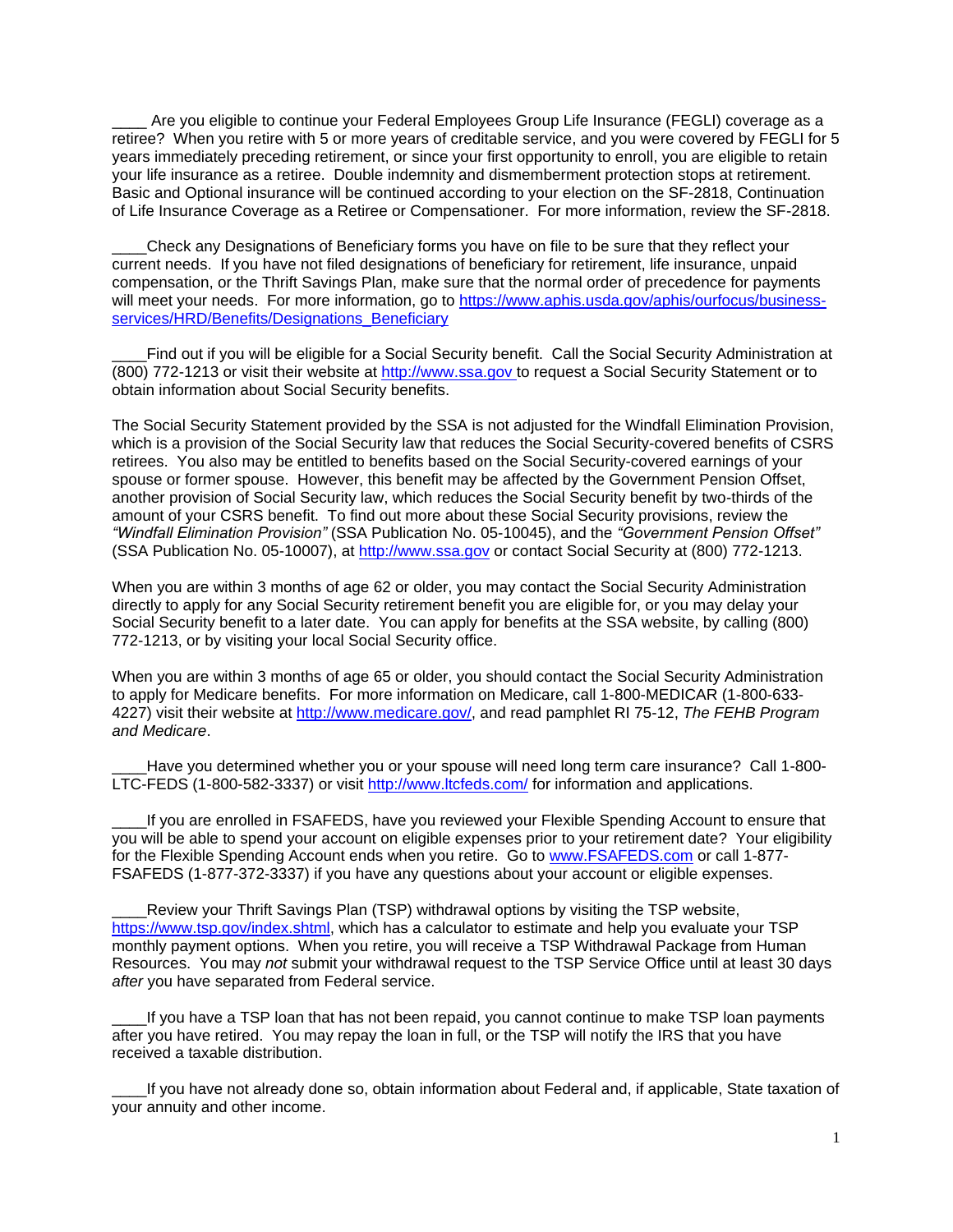____ Are you eligible to continue your Federal Employees Group Life Insurance (FEGLI) coverage as a retiree? When you retire with 5 or more years of creditable service, and you were covered by FEGLI for 5 years immediately preceding retirement, or since your first opportunity to enroll, you are eligible to retain your life insurance as a retiree. Double indemnity and dismemberment protection stops at retirement. Basic and Optional insurance will be continued according to your election on the SF-2818, Continuation of Life Insurance Coverage as a Retiree or Compensationer. For more information, review the SF-2818.

____Check any Designations of Beneficiary forms you have on file to be sure that they reflect your current needs. If you have not filed designations of beneficiary for retirement, life insurance, unpaid compensation, or the Thrift Savings Plan, make sure that the normal order of precedence for payments will meet your needs. For more information, go to https://www.aphis.usda.gov/aphis/ourfocus/business-services/HRD/Benefits/Designations_Beneficiary

____Find out if you will be eligible for a Social Security benefit. Call the Social Security Administration at (800) 772-1213 or visit their website at http://www.ssa.gov to request a Social Security Statement or to obtain information about Social Security benefits.

The Social Security Statement provided by the SSA is not adjusted for the Windfall Elimination Provision, which is a provision of the Social Security law that reduces the Social Security-covered benefits of CSRS retirees. You also may be entitled to benefits based on the Social Security-covered earnings of your spouse or former spouse. However, this benefit may be affected by the Government Pension Offset, another provision of Social Security law, which reduces the Social Security benefit by two-thirds of the amount of your CSRS benefit. To find out more about these Social Security provisions, review the *"Windfall Elimination Provision"* (SSA Publication No. 05-10045), and the *"Government Pension Offset"* (SSA Publication No. 05-10007), at http://www.ssa.gov or contact Social Security at (800) 772-1213.

When you are within 3 months of age 62 or older, you may contact the Social Security Administration directly to apply for any Social Security retirement benefit you are eligible for, or you may delay your Social Security benefit to a later date. You can apply for benefits at the SSA website, by calling (800) 772-1213, or by visiting your local Social Security office.

When you are within 3 months of age 65 or older, you should contact the Social Security Administration to apply for Medicare benefits. For more information on Medicare, call 1-800-MEDICAR (1-800-633-4227) visit their website at http://www.medicare.gov/, and read pamphlet RI 75-12, *The FEHB Program and Medicare*.

____Have you determined whether you or your spouse will need long term care insurance? Call 1-800-LTC-FEDS (1-800-582-3337) or visit http://www.ltcfeds.com/ for information and applications.

____If you are enrolled in FSAFEDS, have you reviewed your Flexible Spending Account to ensure that you will be able to spend your account on eligible expenses prior to your retirement date? Your eligibility for the Flexible Spending Account ends when you retire. Go to www.FSAFEDS.com or call 1-877-FSAFEDS (1-877-372-3337) if you have any questions about your account or eligible expenses.

____Review your Thrift Savings Plan (TSP) withdrawal options by visiting the TSP website, https://www.tsp.gov/index.shtml, which has a calculator to estimate and help you evaluate your TSP monthly payment options. When you retire, you will receive a TSP Withdrawal Package from Human Resources. You may *not* submit your withdrawal request to the TSP Service Office until at least 30 days *after* you have separated from Federal service.

____If you have a TSP loan that has not been repaid, you cannot continue to make TSP loan payments after you have retired. You may repay the loan in full, or the TSP will notify the IRS that you have received a taxable distribution.

____If you have not already done so, obtain information about Federal and, if applicable, State taxation of your annuity and other income.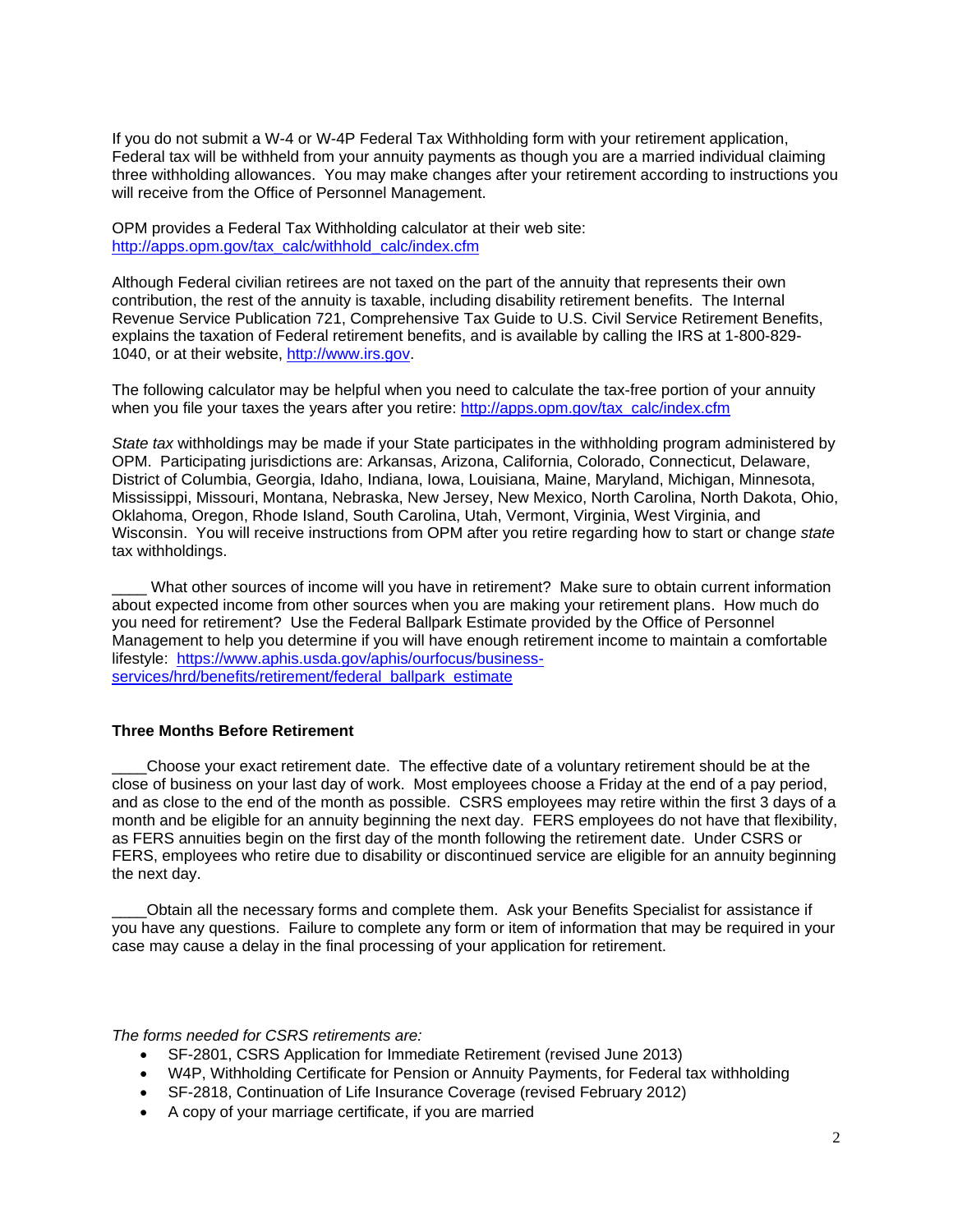If you do not submit a W-4 or W-4P Federal Tax Withholding form with your retirement application, Federal tax will be withheld from your annuity payments as though you are a married individual claiming three withholding allowances. You may make changes after your retirement according to instructions you will receive from the Office of Personnel Management.

OPM provides a Federal Tax Withholding calculator at their web site: [http://apps.opm.gov/tax_calc/withhold_calc/index.cfm](http://apps.opm.gov/tax_calc/withhold_calc/index.cfm)

Although Federal civilian retirees are not taxed on the part of the annuity that represents their own contribution, the rest of the annuity is taxable, including disability retirement benefits. The Internal Revenue Service Publication 721, Comprehensive Tax Guide to U.S. Civil Service Retirement Benefits, explains the taxation of Federal retirement benefits, and is available by calling the IRS at 1-800-829-1040, or at their website, [http://www.irs.gov](http://www.irs.gov).

The following calculator may be helpful when you need to calculate the tax-free portion of your annuity when you file your taxes the years after you retire: [http://apps.opm.gov/tax_calc/index.cfm](http://apps.opm.gov/tax_calc/index.cfm)

*State tax* withholdings may be made if your State participates in the withholding program administered by OPM. Participating jurisdictions are: Arkansas, Arizona, California, Colorado, Connecticut, Delaware, District of Columbia, Georgia, Idaho, Indiana, Iowa, Louisiana, Maine, Maryland, Michigan, Minnesota, Mississippi, Missouri, Montana, Nebraska, New Jersey, New Mexico, North Carolina, North Dakota, Ohio, Oklahoma, Oregon, Rhode Island, South Carolina, Utah, Vermont, Virginia, West Virginia, and Wisconsin. You will receive instructions from OPM after you retire regarding how to start or change *state* tax withholdings.

____ What other sources of income will you have in retirement? Make sure to obtain current information about expected income from other sources when you are making your retirement plans. How much do you need for retirement? Use the Federal Ballpark Estimate provided by the Office of Personnel Management to help you determine if you will have enough retirement income to maintain a comfortable lifestyle: [https://www.aphis.usda.gov/aphis/ourfocus/business-services/hrd/benefits/retirement/federal_ballpark_estimate](https://www.aphis.usda.gov/aphis/ourfocus/business-services/hrd/benefits/retirement/federal_ballpark_estimate)

### Three Months Before Retirement

____Choose your exact retirement date. The effective date of a voluntary retirement should be at the close of business on your last day of work. Most employees choose a Friday at the end of a pay period, and as close to the end of the month as possible. CSRS employees may retire within the first 3 days of a month and be eligible for an annuity beginning the next day. FERS employees do not have that flexibility, as FERS annuities begin on the first day of the month following the retirement date. Under CSRS or FERS, employees who retire due to disability or discontinued service are eligible for an annuity beginning the next day.

____Obtain all the necessary forms and complete them. Ask your Benefits Specialist for assistance if you have any questions. Failure to complete any form or item of information that may be required in your case may cause a delay in the final processing of your application for retirement.

*The forms needed for CSRS retirements are:*

- SF-2801, CSRS Application for Immediate Retirement (revised June 2013)
- W4P, Withholding Certificate for Pension or Annuity Payments, for Federal tax withholding
- SF-2818, Continuation of Life Insurance Coverage (revised February 2012)
- A copy of your marriage certificate, if you are married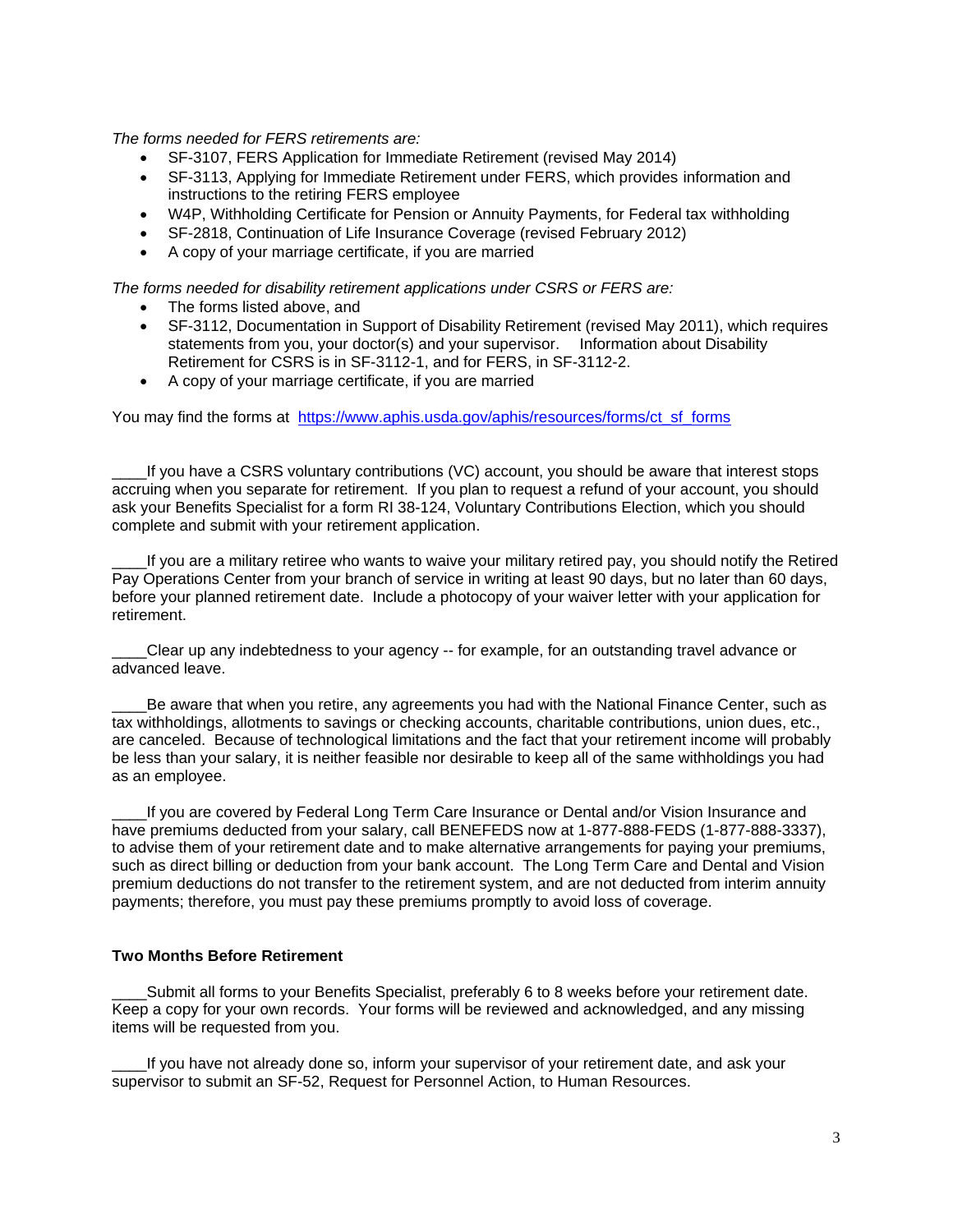*The forms needed for FERS retirements are:*

- SF-3107, FERS Application for Immediate Retirement (revised May 2014)
- SF-3113, Applying for Immediate Retirement under FERS, which provides information and instructions to the retiring FERS employee
- W4P, Withholding Certificate for Pension or Annuity Payments, for Federal tax withholding
- SF-2818, Continuation of Life Insurance Coverage (revised February 2012)
- A copy of your marriage certificate, if you are married

*The forms needed for disability retirement applications under CSRS or FERS are:*

- The forms listed above, and
- SF-3112, Documentation in Support of Disability Retirement (revised May 2011), which requires statements from you, your doctor(s) and your supervisor. Information about Disability Retirement for CSRS is in SF-3112-1, and for FERS, in SF-3112-2.
- A copy of your marriage certificate, if you are married

You may find the forms at [https://www.aphis.usda.gov/aphis/resources/forms/ct_sf_forms](https://www.aphis.usda.gov/aphis/resources/forms/ct_sf_forms)

____If you have a CSRS voluntary contributions (VC) account, you should be aware that interest stops accruing when you separate for retirement. If you plan to request a refund of your account, you should ask your Benefits Specialist for a form RI 38-124, Voluntary Contributions Election, which you should complete and submit with your retirement application.

____If you are a military retiree who wants to waive your military retired pay, you should notify the Retired Pay Operations Center from your branch of service in writing at least 90 days, but no later than 60 days, before your planned retirement date. Include a photocopy of your waiver letter with your application for retirement.

____Clear up any indebtedness to your agency -- for example, for an outstanding travel advance or advanced leave.

____Be aware that when you retire, any agreements you had with the National Finance Center, such as tax withholdings, allotments to savings or checking accounts, charitable contributions, union dues, etc., are canceled. Because of technological limitations and the fact that your retirement income will probably be less than your salary, it is neither feasible nor desirable to keep all of the same withholdings you had as an employee.

____If you are covered by Federal Long Term Care Insurance or Dental and/or Vision Insurance and have premiums deducted from your salary, call BENEFEDS now at 1-877-888-FEDS (1-877-888-3337), to advise them of your retirement date and to make alternative arrangements for paying your premiums, such as direct billing or deduction from your bank account. The Long Term Care and Dental and Vision premium deductions do not transfer to the retirement system, and are not deducted from interim annuity payments; therefore, you must pay these premiums promptly to avoid loss of coverage.

**Two Months Before Retirement**

____Submit all forms to your Benefits Specialist, preferably 6 to 8 weeks before your retirement date. Keep a copy for your own records. Your forms will be reviewed and acknowledged, and any missing items will be requested from you.

____If you have not already done so, inform your supervisor of your retirement date, and ask your supervisor to submit an SF-52, Request for Personnel Action, to Human Resources.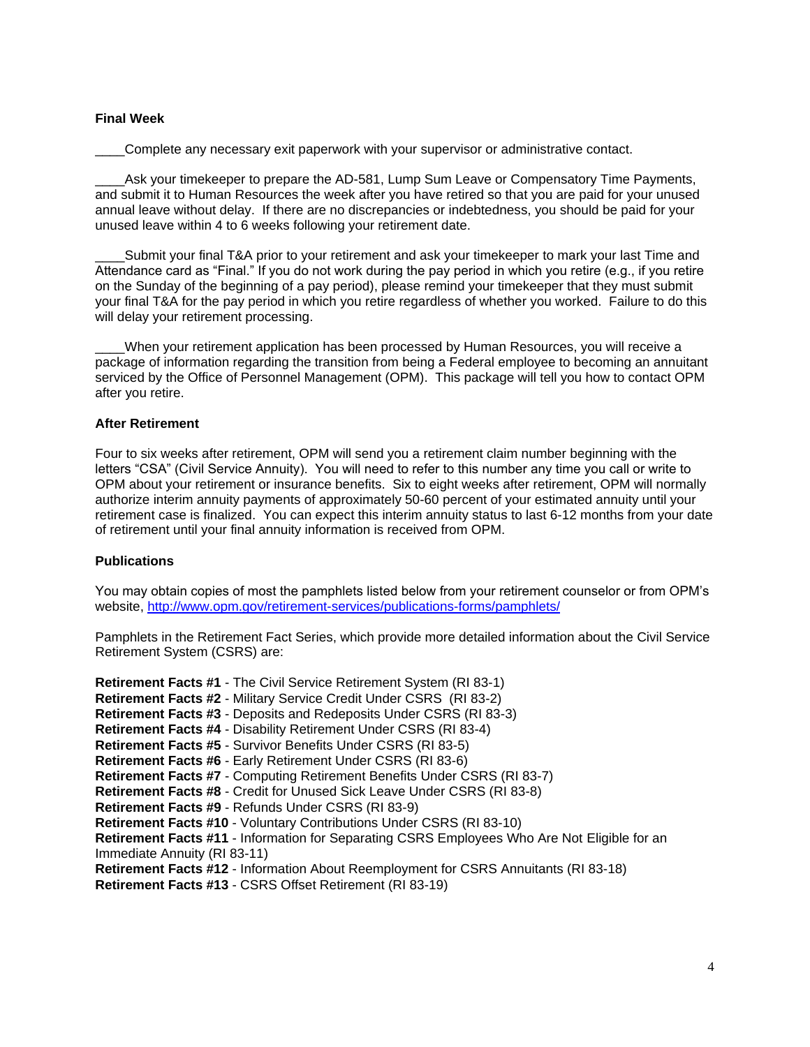**Final Week**

____Complete any necessary exit paperwork with your supervisor or administrative contact.

____Ask your timekeeper to prepare the AD-581, Lump Sum Leave or Compensatory Time Payments, and submit it to Human Resources the week after you have retired so that you are paid for your unused annual leave without delay. If there are no discrepancies or indebtedness, you should be paid for your unused leave within 4 to 6 weeks following your retirement date.

____Submit your final T&A prior to your retirement and ask your timekeeper to mark your last Time and Attendance card as "Final." If you do not work during the pay period in which you retire (e.g., if you retire on the Sunday of the beginning of a pay period), please remind your timekeeper that they must submit your final T&A for the pay period in which you retire regardless of whether you worked. Failure to do this will delay your retirement processing.

____When your retirement application has been processed by Human Resources, you will receive a package of information regarding the transition from being a Federal employee to becoming an annuitant serviced by the Office of Personnel Management (OPM). This package will tell you how to contact OPM after you retire.

**After Retirement**

Four to six weeks after retirement, OPM will send you a retirement claim number beginning with the letters "CSA" (Civil Service Annuity). You will need to refer to this number any time you call or write to OPM about your retirement or insurance benefits. Six to eight weeks after retirement, OPM will normally authorize interim annuity payments of approximately 50-60 percent of your estimated annuity until your retirement case is finalized. You can expect this interim annuity status to last 6-12 months from your date of retirement until your final annuity information is received from OPM.

**Publications**

You may obtain copies of most the pamphlets listed below from your retirement counselor or from OPM's website, http://www.opm.gov/retirement-services/publications-forms/pamphlets/

Pamphlets in the Retirement Fact Series, which provide more detailed information about the Civil Service Retirement System (CSRS) are:

**Retirement Facts #1** - The Civil Service Retirement System (RI 83-1)
**Retirement Facts #2** - Military Service Credit Under CSRS (RI 83-2)
**Retirement Facts #3** - Deposits and Redeposits Under CSRS (RI 83-3)
**Retirement Facts #4** - Disability Retirement Under CSRS (RI 83-4)
**Retirement Facts #5** - Survivor Benefits Under CSRS (RI 83-5)
**Retirement Facts #6** - Early Retirement Under CSRS (RI 83-6)
**Retirement Facts #7** - Computing Retirement Benefits Under CSRS (RI 83-7)
**Retirement Facts #8** - Credit for Unused Sick Leave Under CSRS (RI 83-8)
**Retirement Facts #9** - Refunds Under CSRS (RI 83-9)
**Retirement Facts #10** - Voluntary Contributions Under CSRS (RI 83-10)
**Retirement Facts #11** - Information for Separating CSRS Employees Who Are Not Eligible for an Immediate Annuity (RI 83-11)
**Retirement Facts #12** - Information About Reemployment for CSRS Annuitants (RI 83-18)
**Retirement Facts #13** - CSRS Offset Retirement (RI 83-19)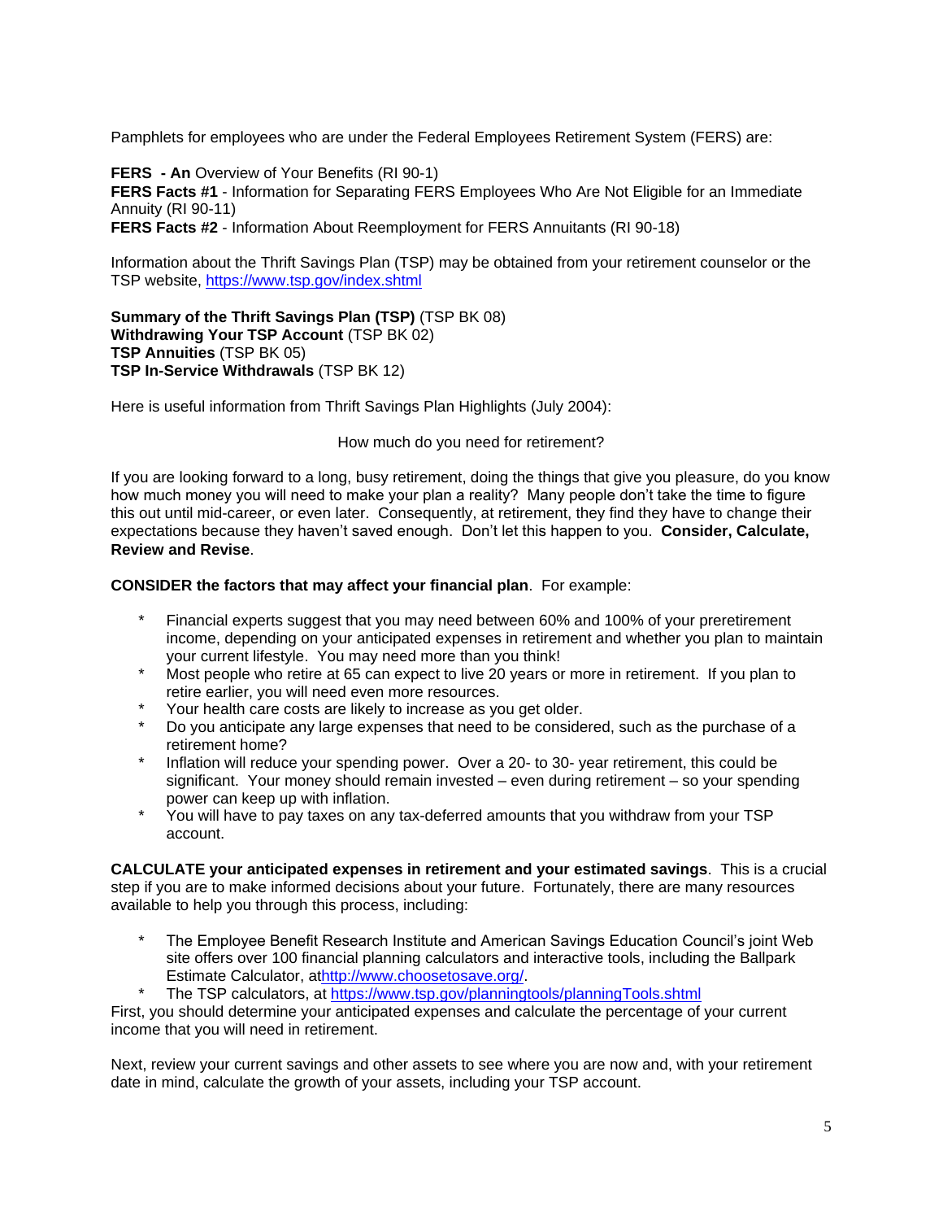Pamphlets for employees who are under the Federal Employees Retirement System (FERS) are:

**FERS - An** Overview of Your Benefits (RI 90-1)
**FERS Facts #1** - Information for Separating FERS Employees Who Are Not Eligible for an Immediate Annuity (RI 90-11)
**FERS Facts #2** - Information About Reemployment for FERS Annuitants (RI 90-18)

Information about the Thrift Savings Plan (TSP) may be obtained from your retirement counselor or the TSP website, https://www.tsp.gov/index.shtml

**Summary of the Thrift Savings Plan (TSP)** (TSP BK 08)
**Withdrawing Your TSP Account** (TSP BK 02)
**TSP Annuities** (TSP BK 05)
**TSP In-Service Withdrawals** (TSP BK 12)

Here is useful information from Thrift Savings Plan Highlights (July 2004):

How much do you need for retirement?

If you are looking forward to a long, busy retirement, doing the things that give you pleasure, do you know how much money you will need to make your plan a reality? Many people don't take the time to figure this out until mid-career, or even later. Consequently, at retirement, they find they have to change their expectations because they haven't saved enough. Don't let this happen to you. **Consider, Calculate, Review and Revise**.

**CONSIDER the factors that may affect your financial plan**. For example:

* Financial experts suggest that you may need between 60% and 100% of your preretirement income, depending on your anticipated expenses in retirement and whether you plan to maintain your current lifestyle. You may need more than you think!
* Most people who retire at 65 can expect to live 20 years or more in retirement. If you plan to retire earlier, you will need even more resources.
* Your health care costs are likely to increase as you get older.
* Do you anticipate any large expenses that need to be considered, such as the purchase of a retirement home?
* Inflation will reduce your spending power. Over a 20- to 30- year retirement, this could be significant. Your money should remain invested – even during retirement – so your spending power can keep up with inflation.
* You will have to pay taxes on any tax-deferred amounts that you withdraw from your TSP account.

**CALCULATE your anticipated expenses in retirement and your estimated savings**. This is a crucial step if you are to make informed decisions about your future. Fortunately, there are many resources available to help you through this process, including:

* The Employee Benefit Research Institute and American Savings Education Council's joint Web site offers over 100 financial planning calculators and interactive tools, including the Ballpark Estimate Calculator, athttp://www.choosetosave.org/.
* The TSP calculators, at https://www.tsp.gov/planningtools/planningTools.shtml

First, you should determine your anticipated expenses and calculate the percentage of your current income that you will need in retirement.

Next, review your current savings and other assets to see where you are now and, with your retirement date in mind, calculate the growth of your assets, including your TSP account.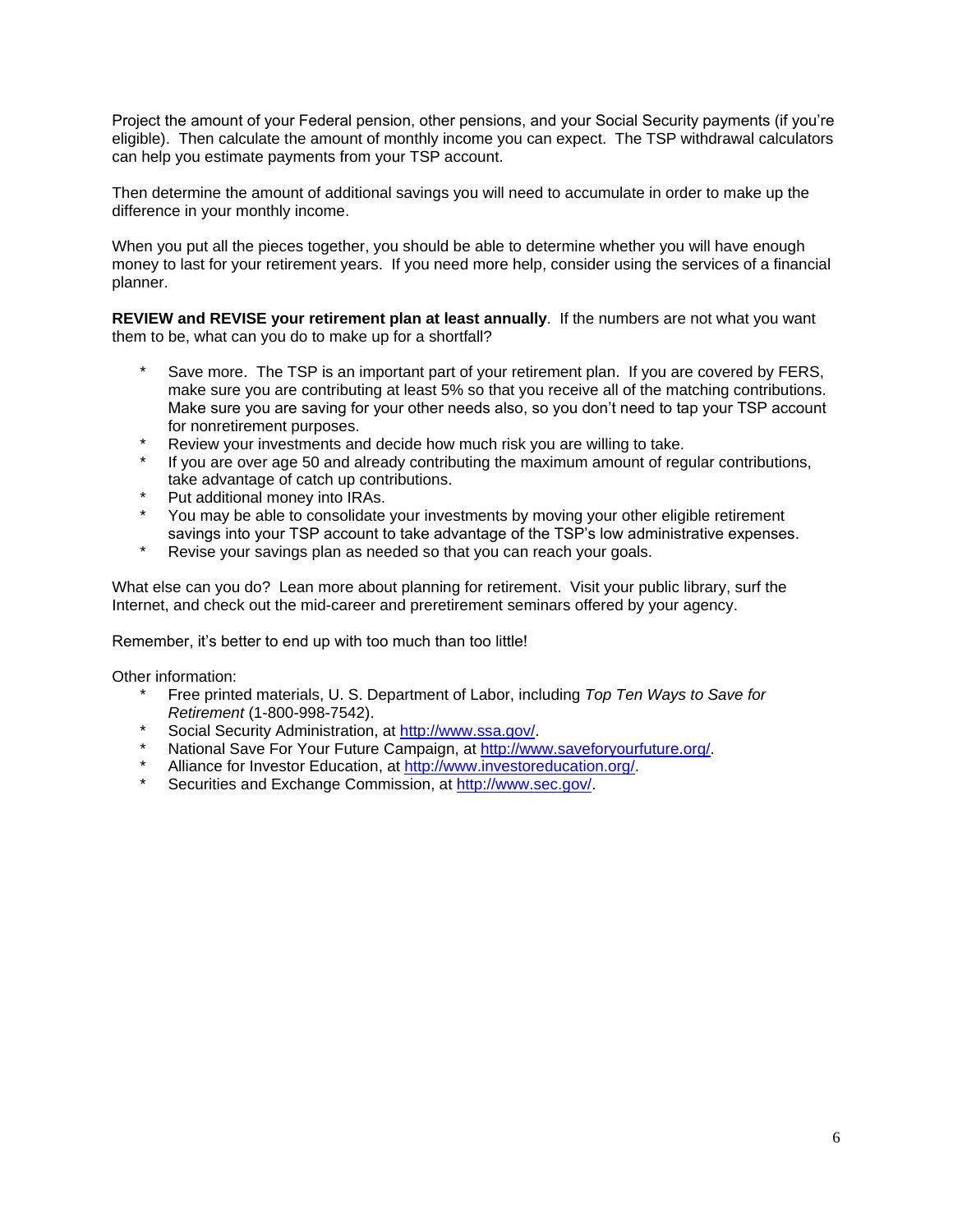Project the amount of your Federal pension, other pensions, and your Social Security payments (if you're eligible). Then calculate the amount of monthly income you can expect. The TSP withdrawal calculators can help you estimate payments from your TSP account.

Then determine the amount of additional savings you will need to accumulate in order to make up the difference in your monthly income.

When you put all the pieces together, you should be able to determine whether you will have enough money to last for your retirement years. If you need more help, consider using the services of a financial planner.

**REVIEW and REVISE your retirement plan at least annually**. If the numbers are not what you want them to be, what can you do to make up for a shortfall?

* Save more. The TSP is an important part of your retirement plan. If you are covered by FERS, make sure you are contributing at least 5% so that you receive all of the matching contributions. Make sure you are saving for your other needs also, so you don't need to tap your TSP account for nonretirement purposes.
* Review your investments and decide how much risk you are willing to take.
* If you are over age 50 and already contributing the maximum amount of regular contributions, take advantage of catch up contributions.
* Put additional money into IRAs.
* You may be able to consolidate your investments by moving your other eligible retirement savings into your TSP account to take advantage of the TSP's low administrative expenses.
* Revise your savings plan as needed so that you can reach your goals.

What else can you do? Lean more about planning for retirement. Visit your public library, surf the Internet, and check out the mid-career and preretirement seminars offered by your agency.

Remember, it's better to end up with too much than too little!

Other information:

* Free printed materials, U. S. Department of Labor, including *Top Ten Ways to Save for Retirement* (1-800-998-7542).
* Social Security Administration, at [http://www.ssa.gov/](http://www.ssa.gov/).
* National Save For Your Future Campaign, at [http://www.saveforyourfuture.org/](http://www.saveforyourfuture.org/).
* Alliance for Investor Education, at [http://www.investoreducation.org/](http://www.investoreducation.org/).
* Securities and Exchange Commission, at [http://www.sec.gov/](http://www.sec.gov/).